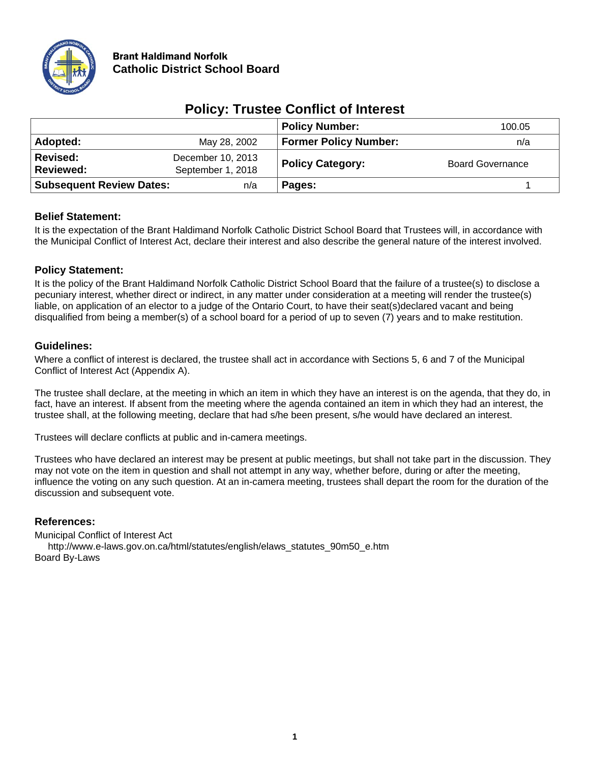**Brant Haldimand Norfolk**
**Catholic District School Board**

# Policy: Trustee Conflict of Interest

| | | | |
|---|---|---|---|
| | | **Policy Number:** | 100.05 |
| **Adopted:** | May 28, 2002 | **Former Policy Number:** | n/a |
| **Revised:**<br>**Reviewed:** | December 10, 2013<br>September 1, 2018 | **Policy Category:** | Board Governance |
| **Subsequent Review Dates:** | n/a | **Pages:** | 1 |

### Belief Statement:

It is the expectation of the Brant Haldimand Norfolk Catholic District School Board that Trustees will, in accordance with the Municipal Conflict of Interest Act, declare their interest and also describe the general nature of the interest involved.

### Policy Statement:

It is the policy of the Brant Haldimand Norfolk Catholic District School Board that the failure of a trustee(s) to disclose a pecuniary interest, whether direct or indirect, in any matter under consideration at a meeting will render the trustee(s) liable, on application of an elector to a judge of the Ontario Court, to have their seat(s)declared vacant and being disqualified from being a member(s) of a school board for a period of up to seven (7) years and to make restitution.

### Guidelines:

Where a conflict of interest is declared, the trustee shall act in accordance with Sections 5, 6 and 7 of the Municipal Conflict of Interest Act (Appendix A).

The trustee shall declare, at the meeting in which an item in which they have an interest is on the agenda, that they do, in fact, have an interest. If absent from the meeting where the agenda contained an item in which they had an interest, the trustee shall, at the following meeting, declare that had s/he been present, s/he would have declared an interest.

Trustees will declare conflicts at public and in-camera meetings.

Trustees who have declared an interest may be present at public meetings, but shall not take part in the discussion. They may not vote on the item in question and shall not attempt in any way, whether before, during or after the meeting, influence the voting on any such question. At an in-camera meeting, trustees shall depart the room for the duration of the discussion and subsequent vote.

### References:

Municipal Conflict of Interest Act
    http://www.e-laws.gov.on.ca/html/statutes/english/elaws_statutes_90m50_e.htm
Board By-Laws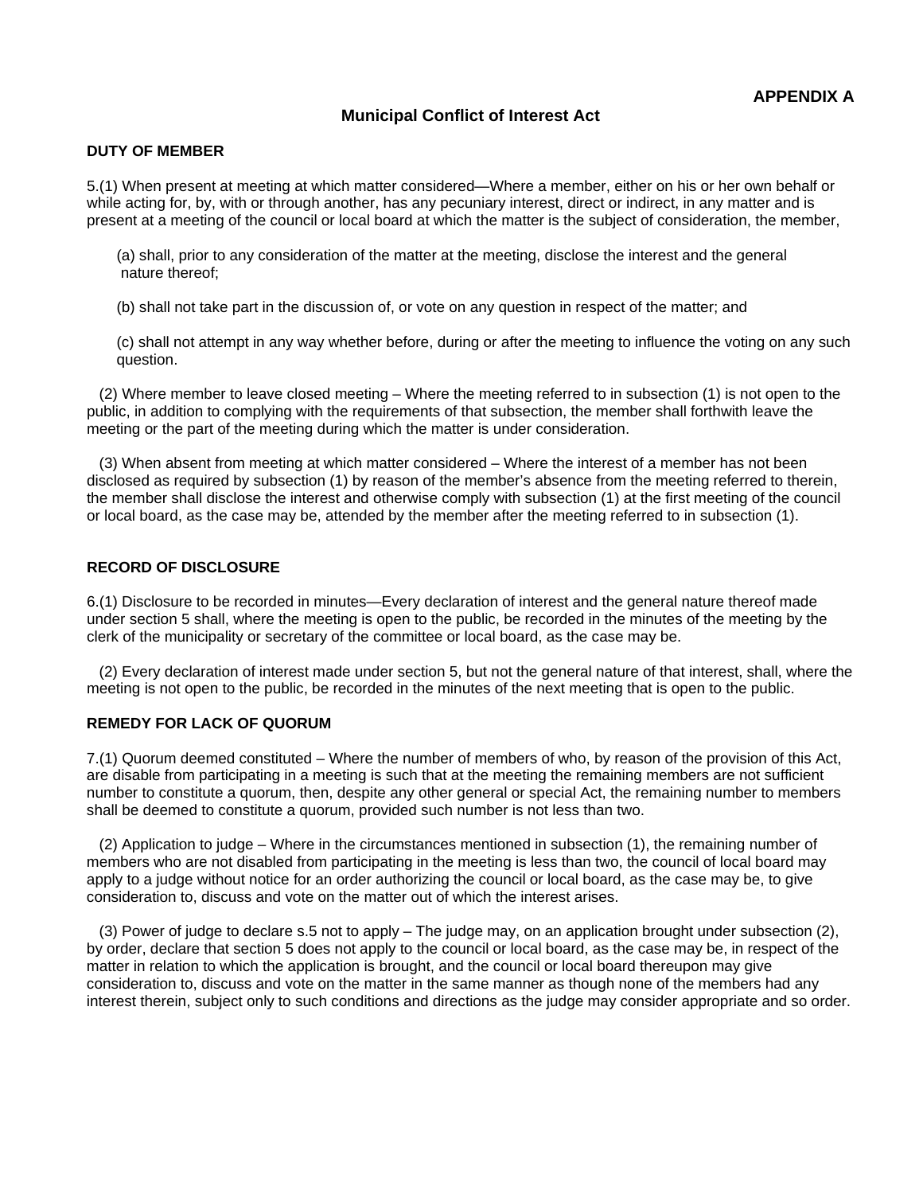**APPENDIX A**

## Municipal Conflict of Interest Act

### DUTY OF MEMBER

5.(1) When present at meeting at which matter considered—Where a member, either on his or her own behalf or while acting for, by, with or through another, has any pecuniary interest, direct or indirect, in any matter and is present at a meeting of the council or local board at which the matter is the subject of consideration, the member,

(a) shall, prior to any consideration of the matter at the meeting, disclose the interest and the general nature thereof;

(b) shall not take part in the discussion of, or vote on any question in respect of the matter; and

(c) shall not attempt in any way whether before, during or after the meeting to influence the voting on any such question.

(2) Where member to leave closed meeting – Where the meeting referred to in subsection (1) is not open to the public, in addition to complying with the requirements of that subsection, the member shall forthwith leave the meeting or the part of the meeting during which the matter is under consideration.

(3) When absent from meeting at which matter considered – Where the interest of a member has not been disclosed as required by subsection (1) by reason of the member's absence from the meeting referred to therein, the member shall disclose the interest and otherwise comply with subsection (1) at the first meeting of the council or local board, as the case may be, attended by the member after the meeting referred to in subsection (1).

### RECORD OF DISCLOSURE

6.(1) Disclosure to be recorded in minutes—Every declaration of interest and the general nature thereof made under section 5 shall, where the meeting is open to the public, be recorded in the minutes of the meeting by the clerk of the municipality or secretary of the committee or local board, as the case may be.

(2) Every declaration of interest made under section 5, but not the general nature of that interest, shall, where the meeting is not open to the public, be recorded in the minutes of the next meeting that is open to the public.

### REMEDY FOR LACK OF QUORUM

7.(1) Quorum deemed constituted – Where the number of members of who, by reason of the provision of this Act, are disable from participating in a meeting is such that at the meeting the remaining members are not sufficient number to constitute a quorum, then, despite any other general or special Act, the remaining number to members shall be deemed to constitute a quorum, provided such number is not less than two.

(2) Application to judge – Where in the circumstances mentioned in subsection (1), the remaining number of members who are not disabled from participating in the meeting is less than two, the council of local board may apply to a judge without notice for an order authorizing the council or local board, as the case may be, to give consideration to, discuss and vote on the matter out of which the interest arises.

(3) Power of judge to declare s.5 not to apply – The judge may, on an application brought under subsection (2), by order, declare that section 5 does not apply to the council or local board, as the case may be, in respect of the matter in relation to which the application is brought, and the council or local board thereupon may give consideration to, discuss and vote on the matter in the same manner as though none of the members had any interest therein, subject only to such conditions and directions as the judge may consider appropriate and so order.